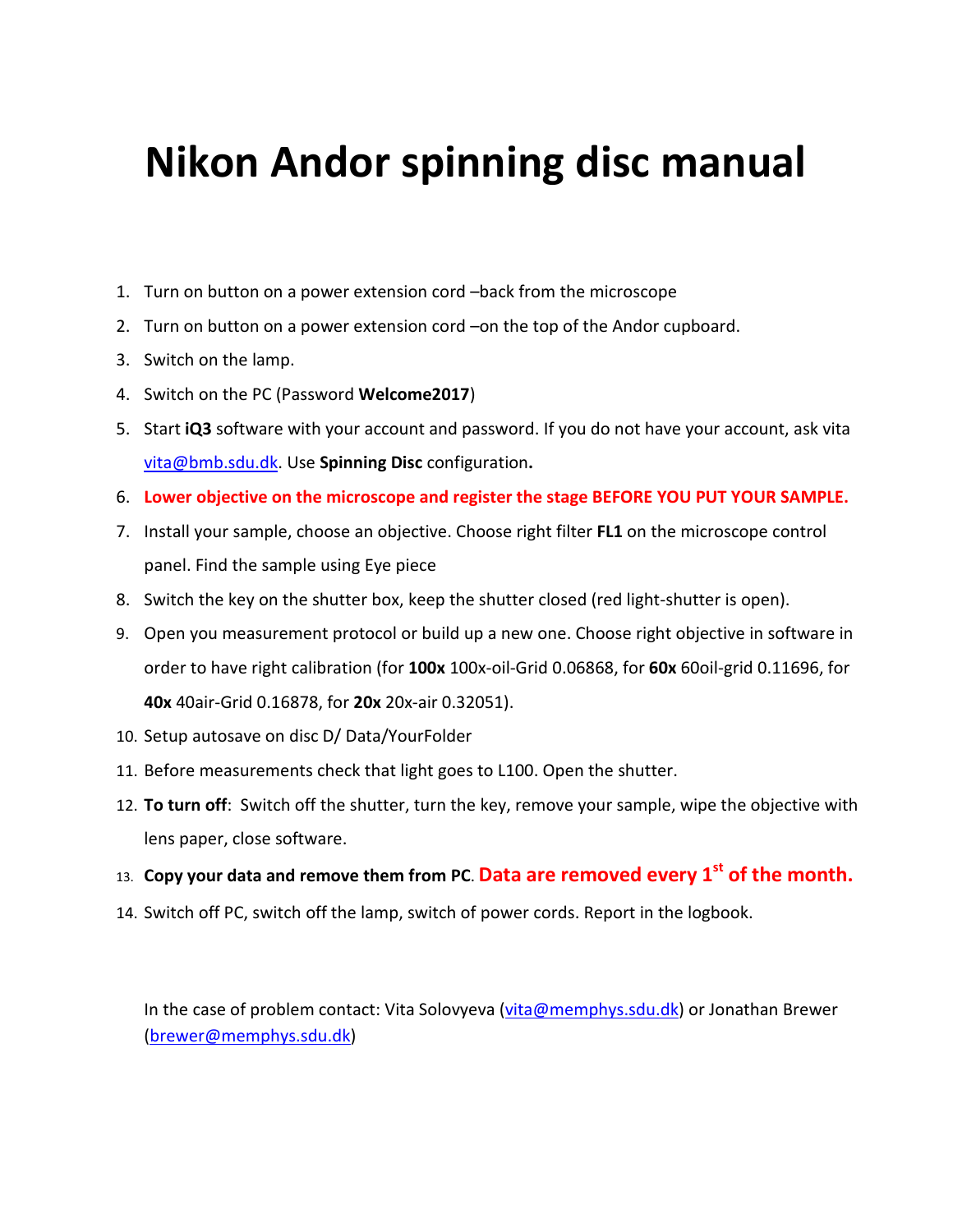# Nikon Andor spinning disc manual

1. Turn on button on a power extension cord –back from the microscope
2. Turn on button on a power extension cord –on the top of the Andor cupboard.
3. Switch on the lamp.
4. Switch on the PC (Password **Welcome2017**)
5. Start **iQ3** software with your account and password. If you do not have your account, ask vita vita@bmb.sdu.dk. Use **Spinning Disc** configuration**.**
6. **Lower objective on the microscope and register the stage BEFORE YOU PUT YOUR SAMPLE.**
7. Install your sample, choose an objective. Choose right filter **FL1** on the microscope control panel. Find the sample using Eye piece
8. Switch the key on the shutter box, keep the shutter closed (red light-shutter is open).
9. Open you measurement protocol or build up a new one. Choose right objective in software in order to have right calibration (for **100x** 100x-oil-Grid 0.06868, for **60x** 60oil-grid 0.11696, for **40x** 40air-Grid 0.16878, for **20x** 20x-air 0.32051).
10. Setup autosave on disc D/ Data/YourFolder
11. Before measurements check that light goes to L100. Open the shutter.
12. **To turn off**: Switch off the shutter, turn the key, remove your sample, wipe the objective with lens paper, close software.
13. **Copy your data and remove them from PC**. **Data are removed every 1st of the month.**
14. Switch off PC, switch off the lamp, switch of power cords. Report in the logbook.

In the case of problem contact: Vita Solovyeva (vita@memphys.sdu.dk) or Jonathan Brewer (brewer@memphys.sdu.dk)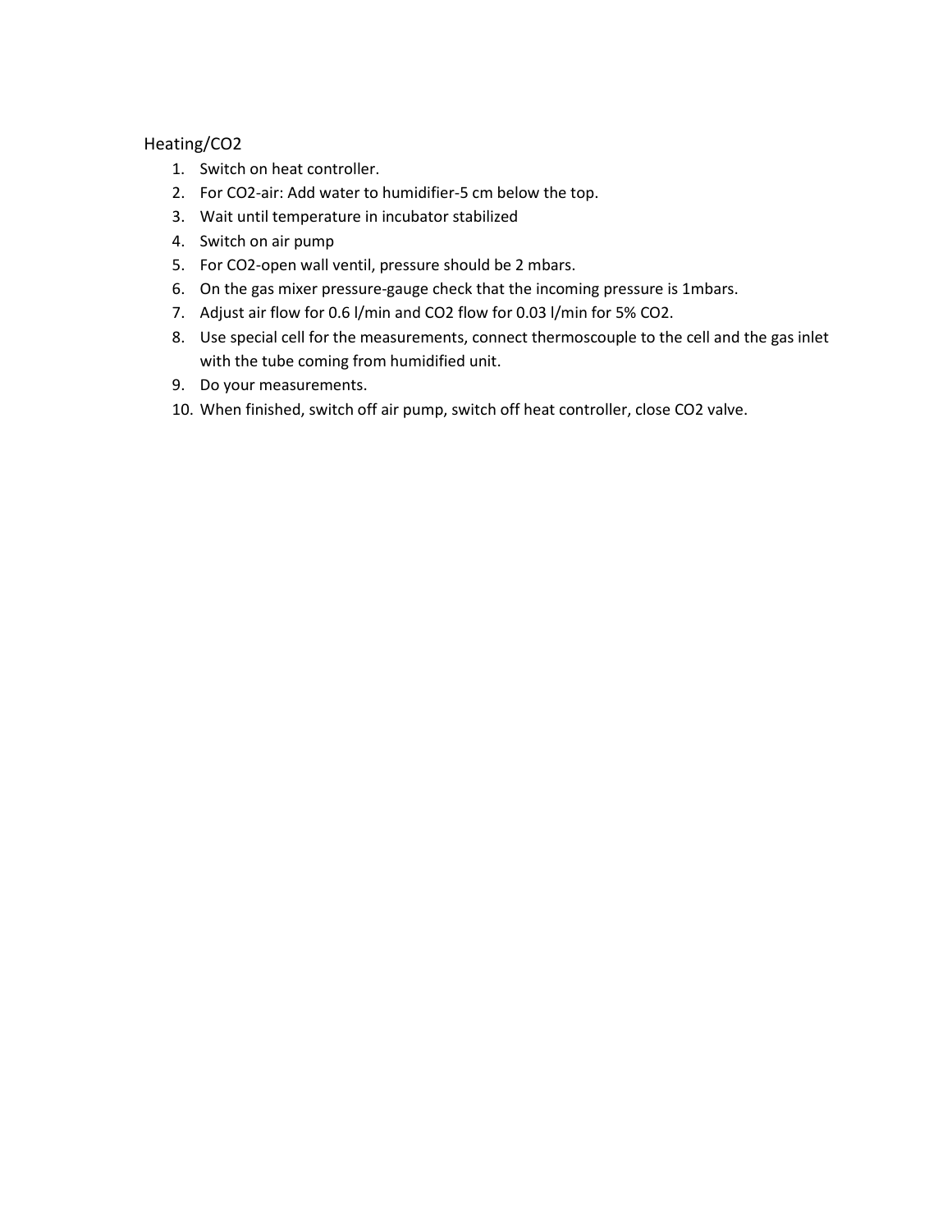## Heating/$CO_2$

1. Switch on heat controller.
2. For $CO_2$-air: Add water to humidifier-5 cm below the top.
3. Wait until temperature in incubator stabilized
4. Switch on air pump
5. For $CO_2$-open wall ventil, pressure should be 2 mbars.
6. On the gas mixer pressure-gauge check that the incoming pressure is 1mbars.
7. Adjust air flow for 0.6 l/min and $CO_2$ flow for 0.03 l/min for 5% $CO_2$.
8. Use special cell for the measurements, connect thermoscouple to the cell and the gas inlet with the tube coming from humidified unit.
9. Do your measurements.
10. When finished, switch off air pump, switch off heat controller, close $CO_2$ valve.